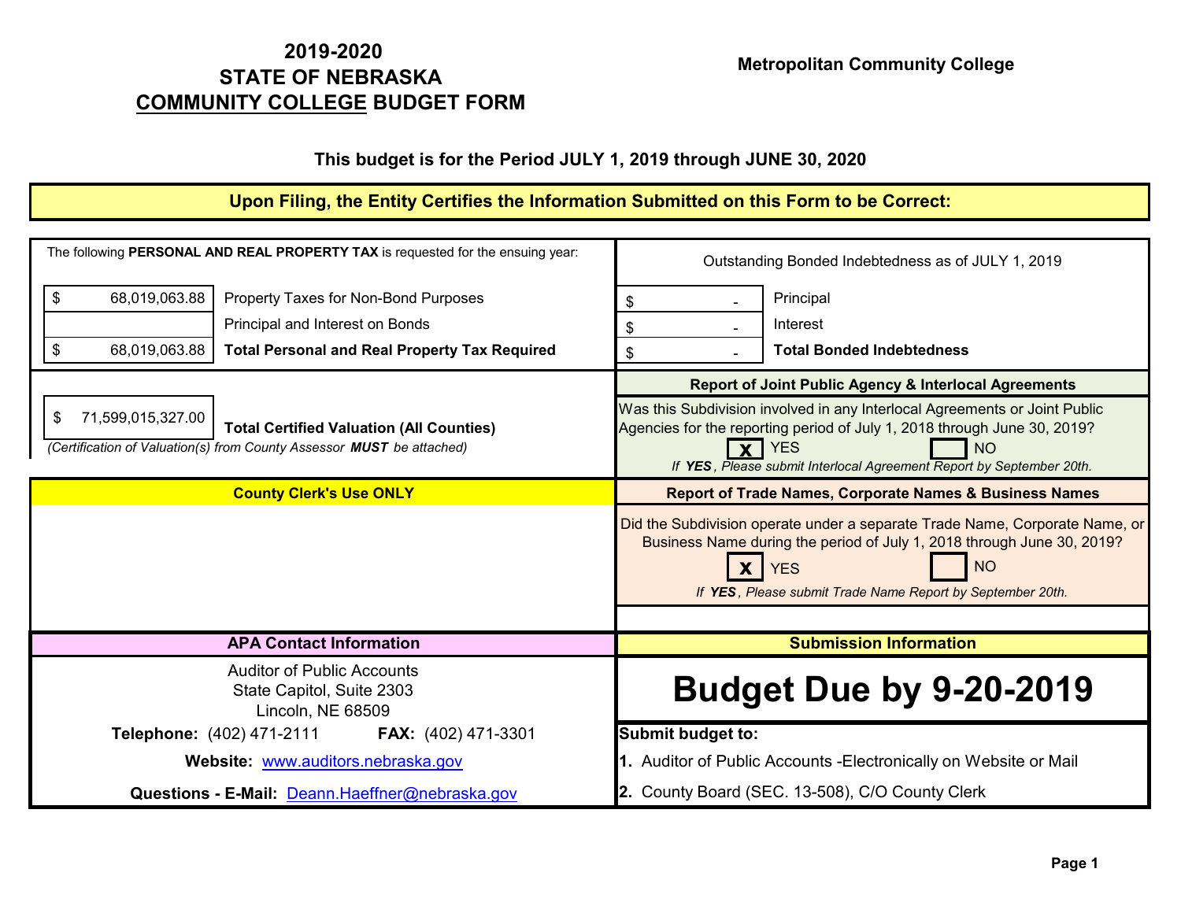# 2019-2020
# STATE OF NEBRASKA
# COMMUNITY COLLEGE BUDGET FORM

**Metropolitan Community College**

**This budget is for the Period JULY 1, 2019 through JUNE 30, 2020**

**Upon Filing, the Entity Certifies the Information Submitted on this Form to be Correct:**

The following **PERSONAL AND REAL PROPERTY TAX** is requested for the ensuing year:

| Amount | Description |
|---|---|
| $ 68,019,063.88 | Property Taxes for Non-Bond Purposes |
| | Principal and Interest on Bonds |
| $ 68,019,063.88 | **Total Personal and Real Property Tax Required** |

Outstanding Bonded Indebtedness as of JULY 1, 2019

| Amount | Description |
|---|---|
| $ - | Principal |
| $ - | Interest |
| $ - | **Total Bonded Indebtedness** |

$ 71,599,015,327.00 **Total Certified Valuation (All Counties)**

*(Certification of Valuation(s) from County Assessor **MUST** be attached)*

**Report of Joint Public Agency & Interlocal Agreements**

Was this Subdivision involved in any Interlocal Agreements or Joint Public Agencies for the reporting period of July 1, 2018 through June 30, 2019?

[X] YES [ ] NO

*If **YES**, Please submit Interlocal Agreement Report by September 20th.*

**County Clerk's Use ONLY**

**Report of Trade Names, Corporate Names & Business Names**

Did the Subdivision operate under a separate Trade Name, Corporate Name, or Business Name during the period of July 1, 2018 through June 30, 2019?

[X] YES [ ] NO

*If **YES**, Please submit Trade Name Report by September 20th.*

**APA Contact Information**

Auditor of Public Accounts
State Capitol, Suite 2303
Lincoln, NE 68509

**Telephone:** (402) 471-2111 **FAX:** (402) 471-3301

**Website:** www.auditors.nebraska.gov

**Questions - E-Mail:** Deann.Haeffner@nebraska.gov

**Submission Information**

# Budget Due by 9-20-2019

**Submit budget to:**

**1.** Auditor of Public Accounts -Electronically on Website or Mail

**2.** County Board (SEC. 13-508), C/O County Clerk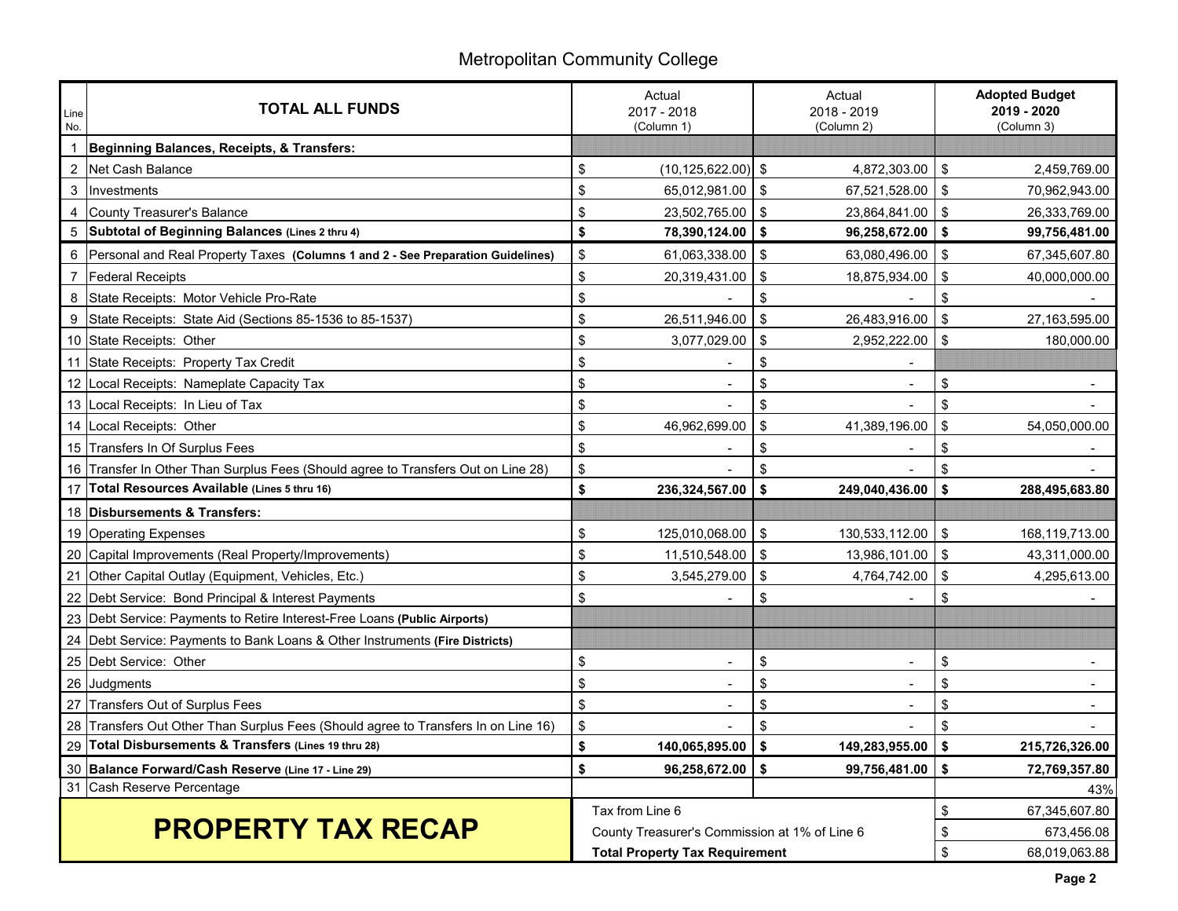# Metropolitan Community College

| Line No. | TOTAL ALL FUNDS | Actual 2017 - 2018 (Column 1) | Actual 2018 - 2019 (Column 2) | Adopted Budget 2019 - 2020 (Column 3) |
|---|---|---|---|---|
| 1 | **Beginning Balances, Receipts, & Transfers:** | | | |
| 2 | Net Cash Balance | $ (10,125,622.00) | $ 4,872,303.00 | $ 2,459,769.00 |
| 3 | Investments | $ 65,012,981.00 | $ 67,521,528.00 | $ 70,962,943.00 |
| 4 | County Treasurer's Balance | $ 23,502,765.00 | $ 23,864,841.00 | $ 26,333,769.00 |
| 5 | **Subtotal of Beginning Balances (Lines 2 thru 4)** | **$ 78,390,124.00** | **$ 96,258,672.00** | **$ 99,756,481.00** |
| 6 | Personal and Real Property Taxes **(Columns 1 and 2 - See Preparation Guidelines)** | $ 61,063,338.00 | $ 63,080,496.00 | $ 67,345,607.80 |
| 7 | Federal Receipts | $ 20,319,431.00 | $ 18,875,934.00 | $ 40,000,000.00 |
| 8 | State Receipts: Motor Vehicle Pro-Rate | $ - | $ - | $ - |
| 9 | State Receipts: State Aid (Sections 85-1536 to 85-1537) | $ 26,511,946.00 | $ 26,483,916.00 | $ 27,163,595.00 |
| 10 | State Receipts: Other | $ 3,077,029.00 | $ 2,952,222.00 | $ 180,000.00 |
| 11 | State Receipts: Property Tax Credit | $ - | $ - | |
| 12 | Local Receipts: Nameplate Capacity Tax | $ - | $ - | $ - |
| 13 | Local Receipts: In Lieu of Tax | $ - | $ - | $ - |
| 14 | Local Receipts: Other | $ 46,962,699.00 | $ 41,389,196.00 | $ 54,050,000.00 |
| 15 | Transfers In Of Surplus Fees | $ - | $ - | $ - |
| 16 | Transfer In Other Than Surplus Fees (Should agree to Transfers Out on Line 28) | $ - | $ - | $ - |
| 17 | **Total Resources Available (Lines 5 thru 16)** | **$ 236,324,567.00** | **$ 249,040,436.00** | **$ 288,495,683.80** |
| 18 | **Disbursements & Transfers:** | | | |
| 19 | Operating Expenses | $ 125,010,068.00 | $ 130,533,112.00 | $ 168,119,713.00 |
| 20 | Capital Improvements (Real Property/Improvements) | $ 11,510,548.00 | $ 13,986,101.00 | $ 43,311,000.00 |
| 21 | Other Capital Outlay (Equipment, Vehicles, Etc.) | $ 3,545,279.00 | $ 4,764,742.00 | $ 4,295,613.00 |
| 22 | Debt Service: Bond Principal & Interest Payments | $ - | $ - | $ - |
| 23 | Debt Service: Payments to Retire Interest-Free Loans **(Public Airports)** | | | |
| 24 | Debt Service: Payments to Bank Loans & Other Instruments **(Fire Districts)** | | | |
| 25 | Debt Service: Other | $ - | $ - | $ - |
| 26 | Judgments | $ - | $ - | $ - |
| 27 | Transfers Out of Surplus Fees | $ - | $ - | $ - |
| 28 | Transfers Out Other Than Surplus Fees (Should agree to Transfers In on Line 16) | $ - | $ - | $ - |
| 29 | **Total Disbursements & Transfers (Lines 19 thru 28)** | **$ 140,065,895.00** | **$ 149,283,955.00** | **$ 215,726,326.00** |
| 30 | **Balance Forward/Cash Reserve (Line 17 - Line 29)** | **$ 96,258,672.00** | **$ 99,756,481.00** | **$ 72,769,357.80** |
| 31 | Cash Reserve Percentage | | | 43% |

## PROPERTY TAX RECAP

| | |
|---|---|
| Tax from Line 6 | $ 67,345,607.80 |
| County Treasurer's Commission at 1% of Line 6 | $ 673,456.08 |
| **Total Property Tax Requirement** | $ 68,019,063.88 |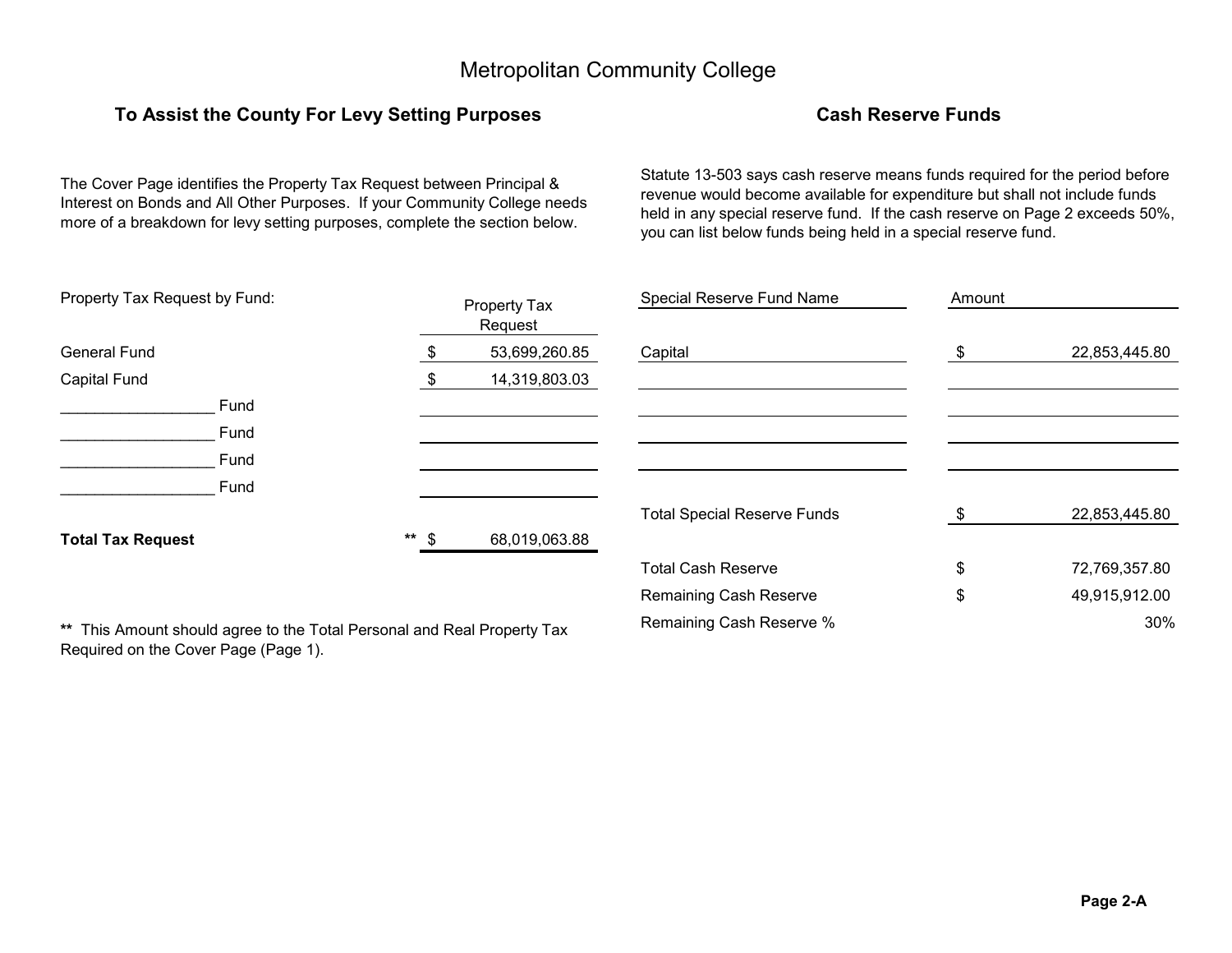# Metropolitan Community College

## To Assist the County For Levy Setting Purposes

The Cover Page identifies the Property Tax Request between Principal & Interest on Bonds and All Other Purposes. If your Community College needs more of a breakdown for levy setting purposes, complete the section below.

| Property Tax Request by Fund: | Property Tax Request |
|---|---|
| General Fund | $ 53,699,260.85 |
| Capital Fund | $ 14,319,803.03 |
| __________________ Fund | |
| __________________ Fund | |
| __________________ Fund | |
| __________________ Fund | |
| **Total Tax Request** | ** $ 68,019,063.88 |

** This Amount should agree to the Total Personal and Real Property Tax Required on the Cover Page (Page 1).

## Cash Reserve Funds

Statute 13-503 says cash reserve means funds required for the period before revenue would become available for expenditure but shall not include funds held in any special reserve fund. If the cash reserve on Page 2 exceeds 50%, you can list below funds being held in a special reserve fund.

| Special Reserve Fund Name | Amount |
|---|---|
| Capital | $ 22,853,445.80 |
| | |
| | |
| | |
| | |
| Total Special Reserve Funds | $ 22,853,445.80 |
| Total Cash Reserve | $ 72,769,357.80 |
| Remaining Cash Reserve | $ 49,915,912.00 |
| Remaining Cash Reserve % | 30% |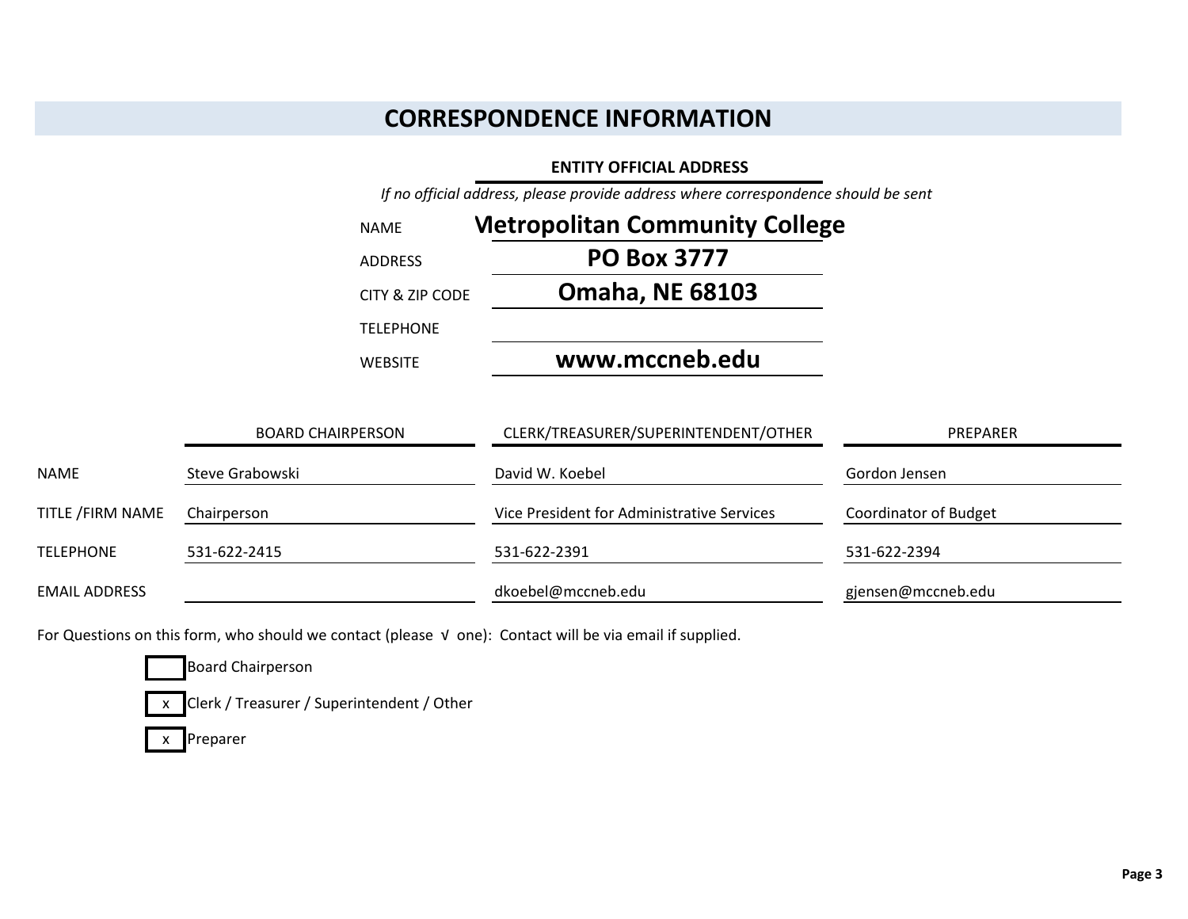# CORRESPONDENCE INFORMATION

**ENTITY OFFICIAL ADDRESS**

*If no official address, please provide address where correspondence should be sent*

| | |
|---|---|
| NAME | **Metropolitan Community College** |
| ADDRESS | **PO Box 3777** |
| CITY & ZIP CODE | **Omaha, NE 68103** |
| TELEPHONE | |
| WEBSITE | **www.mccneb.edu** |

| | BOARD CHAIRPERSON | CLERK/TREASURER/SUPERINTENDENT/OTHER | PREPARER |
|---|---|---|---|
| NAME | Steve Grabowski | David W. Koebel | Gordon Jensen |
| TITLE /FIRM NAME | Chairperson | Vice President for Administrative Services | Coordinator of Budget |
| TELEPHONE | 531-622-2415 | 531-622-2391 | 531-622-2394 |
| EMAIL ADDRESS | | dkoebel@mccneb.edu | gjensen@mccneb.edu |

For Questions on this form, who should we contact (please √ one): Contact will be via email if supplied.

- [ ] Board Chairperson
- [x] Clerk / Treasurer / Superintendent / Other
- [x] Preparer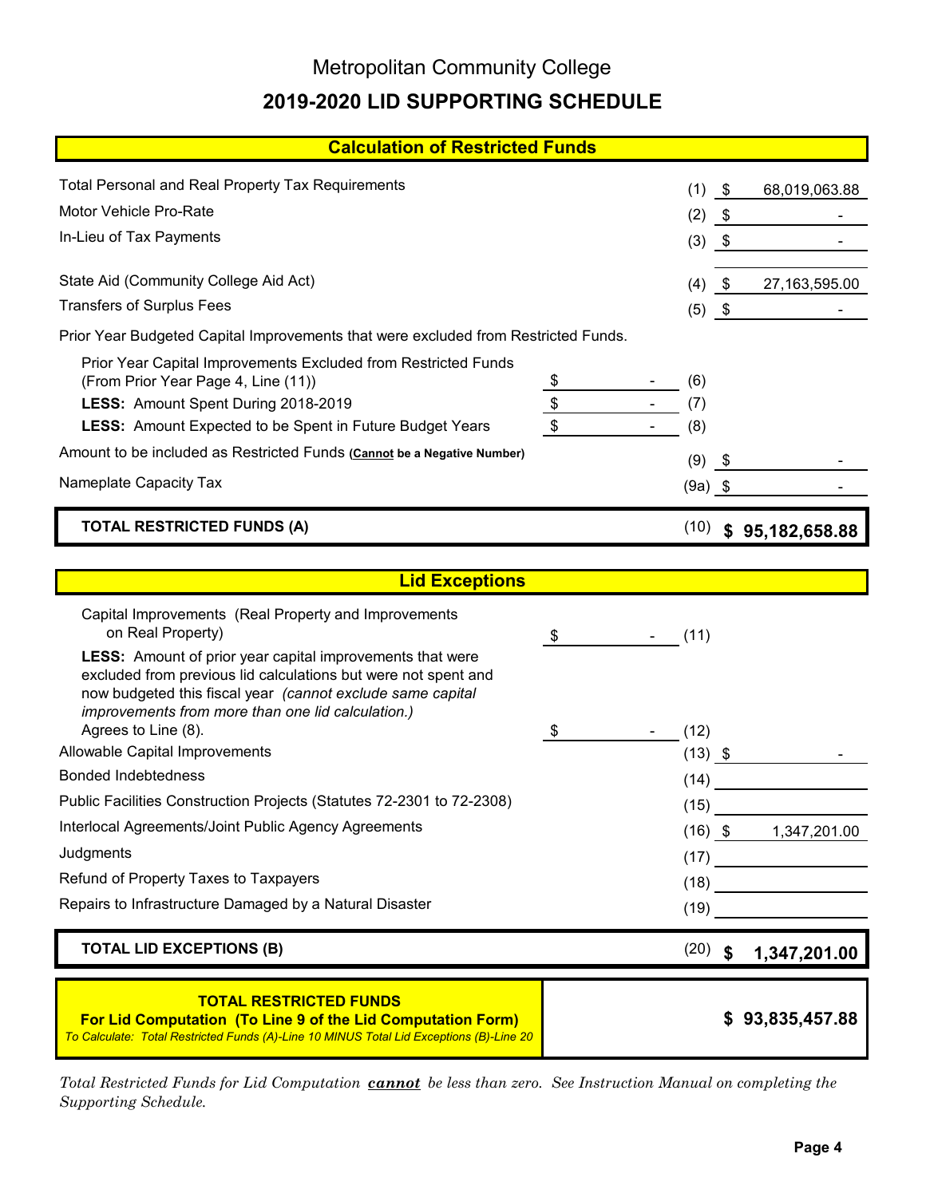# Metropolitan Community College

## 2019-2020 LID SUPPORTING SCHEDULE

### Calculation of Restricted Funds

| Description | | Line | Amount |
|---|---|---|---|
| Total Personal and Real Property Tax Requirements | | (1) | $ 68,019,063.88 |
| Motor Vehicle Pro-Rate | | (2) | $ - |
| In-Lieu of Tax Payments | | (3) | $ - |
| State Aid (Community College Aid Act) | | (4) | $ 27,163,595.00 |
| Transfers of Surplus Fees | | (5) | $ - |
| Prior Year Budgeted Capital Improvements that were excluded from Restricted Funds. | | | |
| Prior Year Capital Improvements Excluded from Restricted Funds (From Prior Year Page 4, Line (11)) | $ - | (6) | |
| **LESS:** Amount Spent During 2018-2019 | $ - | (7) | |
| **LESS:** Amount Expected to be Spent in Future Budget Years | $ - | (8) | |
| Amount to be included as Restricted Funds **(Cannot be a Negative Number)** | | (9) | $ - |
| Nameplate Capacity Tax | | (9a) | $ - |
| **TOTAL RESTRICTED FUNDS (A)** | | (10) | **$ 95,182,658.88** |

### Lid Exceptions

| Description | | Line | Amount |
|---|---|---|---|
| Capital Improvements (Real Property and Improvements on Real Property) | $ - | (11) | |
| **LESS:** Amount of prior year capital improvements that were excluded from previous lid calculations but were not spent and now budgeted this fiscal year *(cannot exclude same capital improvements from more than one lid calculation.)* Agrees to Line (8). | $ - | (12) | |
| Allowable Capital Improvements | | (13) | $ - |
| Bonded Indebtedness | | (14) | |
| Public Facilities Construction Projects (Statutes 72-2301 to 72-2308) | | (15) | |
| Interlocal Agreements/Joint Public Agency Agreements | | (16) | $ 1,347,201.00 |
| Judgments | | (17) | |
| Refund of Property Taxes to Taxpayers | | (18) | |
| Repairs to Infrastructure Damaged by a Natural Disaster | | (19) | |
| **TOTAL LID EXCEPTIONS (B)** | | (20) | **$ 1,347,201.00** |

| **TOTAL RESTRICTED FUNDS For Lid Computation (To Line 9 of the Lid Computation Form)** *To Calculate: Total Restricted Funds (A)-Line 10 MINUS Total Lid Exceptions (B)-Line 20* | **$ 93,835,457.88** |
|---|---|

*Total Restricted Funds for Lid Computation **cannot** be less than zero. See Instruction Manual on completing the Supporting Schedule.*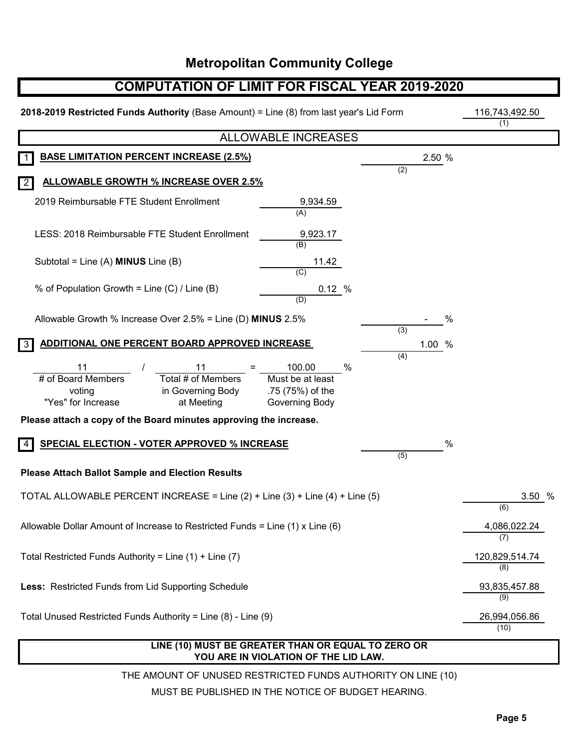# Metropolitan Community College

## COMPUTATION OF LIMIT FOR FISCAL YEAR 2019-2020

**2018-2019 Restricted Funds Authority** (Base Amount) = Line (8) from last year's Lid Form — 116,743,492.50 (1)

### ALLOWABLE INCREASES

**1 BASE LIMITATION PERCENT INCREASE (2.5%)** — 2.50 % (2)

**2 ALLOWABLE GROWTH % INCREASE OVER 2.5%**

| | | |
|---|---|---|
| 2019 Reimbursable FTE Student Enrollment | 9,934.59 | (A) |
| LESS: 2018 Reimbursable FTE Student Enrollment | 9,923.17 | (B) |
| Subtotal = Line (A) **MINUS** Line (B) | 11.42 | (C) |
| % of Population Growth = Line (C) / Line (B) | 0.12 % | (D) |

Allowable Growth % Increase Over 2.5% = Line (D) **MINUS** 2.5% — - % (3)

**3 ADDITIONAL ONE PERCENT BOARD APPROVED INCREASE** — 1.00 % (4)

| # of Board Members voting "Yes" for Increase | / | Total # of Members in Governing Body at Meeting | = | Must be at least .75 (75%) of the Governing Body |
|---|---|---|---|---|
| 11 | / | 11 | = | 100.00 % |

**Please attach a copy of the Board minutes approving the increase.**

**4 SPECIAL ELECTION - VOTER APPROVED % INCREASE** — % (5)

**Please Attach Ballot Sample and Election Results**

| | | |
|---|---|---|
| TOTAL ALLOWABLE PERCENT INCREASE = Line (2) + Line (3) + Line (4) + Line (5) | 3.50 % | (6) |
| Allowable Dollar Amount of Increase to Restricted Funds = Line (1) x Line (6) | 4,086,022.24 | (7) |
| Total Restricted Funds Authority = Line (1) + Line (7) | 120,829,514.74 | (8) |
| **Less:** Restricted Funds from Lid Supporting Schedule | 93,835,457.88 | (9) |
| Total Unused Restricted Funds Authority = Line (8) - Line (9) | 26,994,056.86 | (10) |

**LINE (10) MUST BE GREATER THAN OR EQUAL TO ZERO OR YOU ARE IN VIOLATION OF THE LID LAW.**

THE AMOUNT OF UNUSED RESTRICTED FUNDS AUTHORITY ON LINE (10) MUST BE PUBLISHED IN THE NOTICE OF BUDGET HEARING.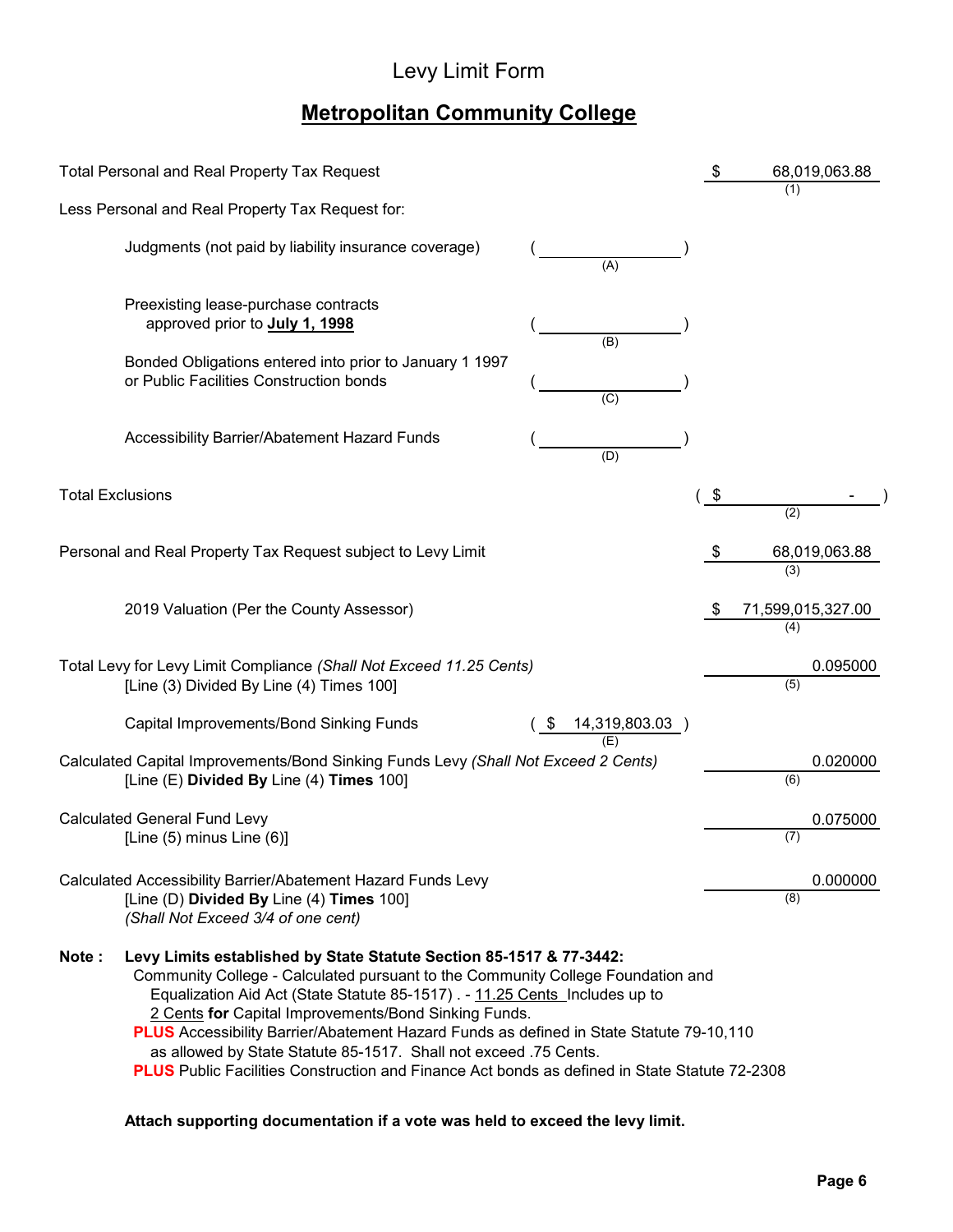# Levy Limit Form

## **Metropolitan Community College**

| | | | |
|---|---|---|---|
| Total Personal and Real Property Tax Request | | $ | 68,019,063.88 (1) |
| Less Personal and Real Property Tax Request for: | | | |
| Judgments (not paid by liability insurance coverage) | ( ) (A) | | |
| Preexisting lease-purchase contracts approved prior to **July 1, 1998** | ( ) (B) | | |
| Bonded Obligations entered into prior to January 1 1997 or Public Facilities Construction bonds | ( ) (C) | | |
| Accessibility Barrier/Abatement Hazard Funds | ( ) (D) | | |
| Total Exclusions | | ( $ | - ) (2) |
| Personal and Real Property Tax Request subject to Levy Limit | | $ | 68,019,063.88 (3) |
| 2019 Valuation (Per the County Assessor) | | $ | 71,599,015,327.00 (4) |
| Total Levy for Levy Limit Compliance *(Shall Not Exceed 11.25 Cents)* [Line (3) Divided By Line (4) Times 100] | | | 0.095000 (5) |
| Capital Improvements/Bond Sinking Funds | ( $ 14,319,803.03 ) (E) | | |
| Calculated Capital Improvements/Bond Sinking Funds Levy *(Shall Not Exceed 2 Cents)* [Line (E) **Divided By** Line (4) **Times** 100] | | | 0.020000 (6) |
| Calculated General Fund Levy [Line (5) minus Line (6)] | | | 0.075000 (7) |
| Calculated Accessibility Barrier/Abatement Hazard Funds Levy [Line (D) **Divided By** Line (4) **Times** 100] *(Shall Not Exceed 3/4 of one cent)* | | | 0.000000 (8) |

**Note : Levy Limits established by State Statute Section 85-1517 & 77-3442:**

Community College - Calculated pursuant to the Community College Foundation and Equalization Aid Act (State Statute 85-1517) . - 11.25 Cents Includes up to 2 Cents **for** Capital Improvements/Bond Sinking Funds.

**PLUS** Accessibility Barrier/Abatement Hazard Funds as defined in State Statute 79-10,110 as allowed by State Statute 85-1517. Shall not exceed .75 Cents.

**PLUS** Public Facilities Construction and Finance Act bonds as defined in State Statute 72-2308

**Attach supporting documentation if a vote was held to exceed the levy limit.**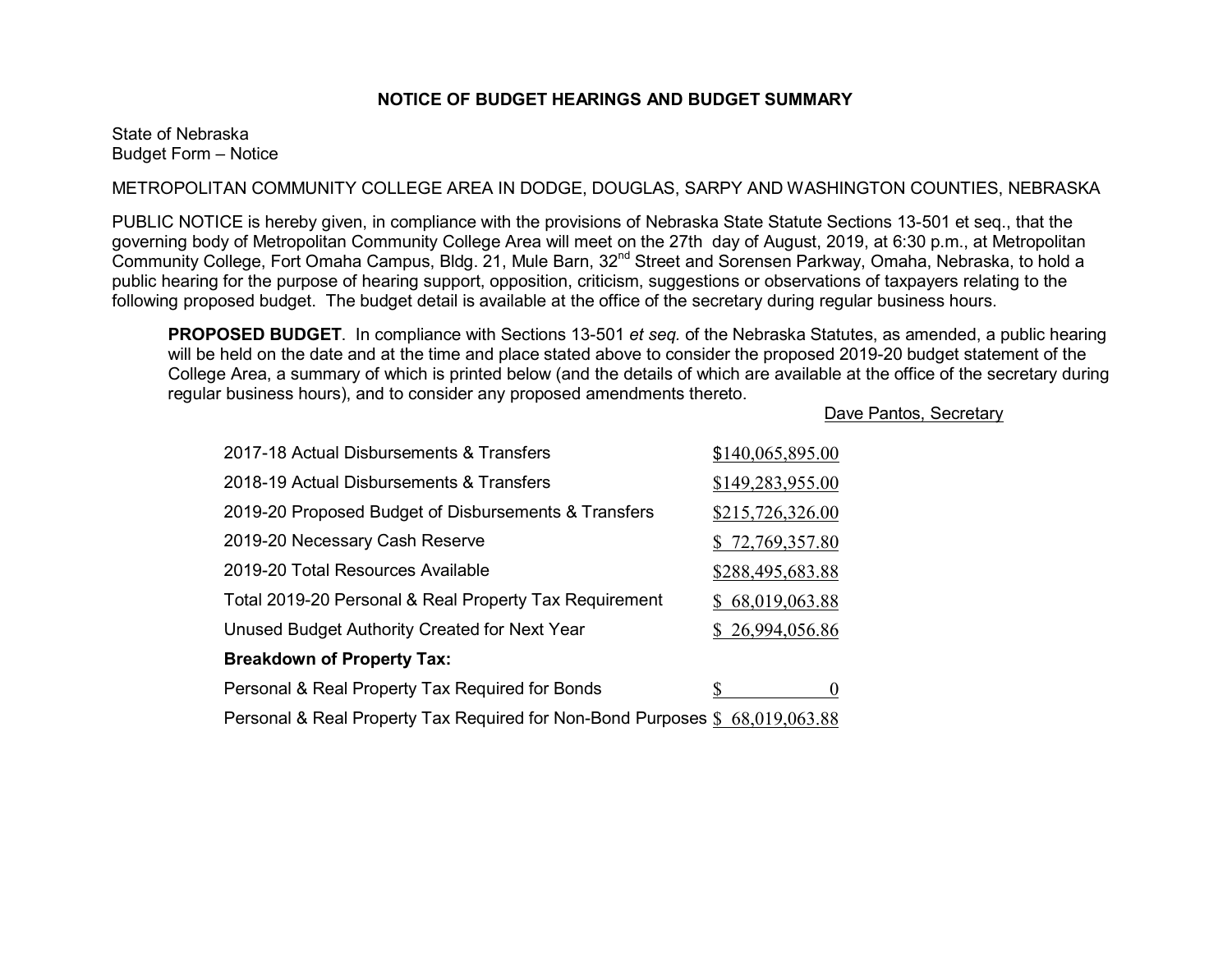## NOTICE OF BUDGET HEARINGS AND BUDGET SUMMARY

State of Nebraska
Budget Form – Notice

METROPOLITAN COMMUNITY COLLEGE AREA IN DODGE, DOUGLAS, SARPY AND WASHINGTON COUNTIES, NEBRASKA

PUBLIC NOTICE is hereby given, in compliance with the provisions of Nebraska State Statute Sections 13-501 et seq., that the governing body of Metropolitan Community College Area will meet on the 27th day of August, 2019, at 6:30 p.m., at Metropolitan Community College, Fort Omaha Campus, Bldg. 21, Mule Barn, 32nd Street and Sorensen Parkway, Omaha, Nebraska, to hold a public hearing for the purpose of hearing support, opposition, criticism, suggestions or observations of taxpayers relating to the following proposed budget. The budget detail is available at the office of the secretary during regular business hours.

**PROPOSED BUDGET**. In compliance with Sections 13-501 *et seq.* of the Nebraska Statutes, as amended, a public hearing will be held on the date and at the time and place stated above to consider the proposed 2019-20 budget statement of the College Area, a summary of which is printed below (and the details of which are available at the office of the secretary during regular business hours), and to consider any proposed amendments thereto.

Dave Pantos, Secretary

| | |
|---|---|
| 2017-18 Actual Disbursements & Transfers | $140,065,895.00 |
| 2018-19 Actual Disbursements & Transfers | $149,283,955.00 |
| 2019-20 Proposed Budget of Disbursements & Transfers | $215,726,326.00 |
| 2019-20 Necessary Cash Reserve | $ 72,769,357.80 |
| 2019-20 Total Resources Available | $288,495,683.88 |
| Total 2019-20 Personal & Real Property Tax Requirement | $ 68,019,063.88 |
| Unused Budget Authority Created for Next Year | $ 26,994,056.86 |
| **Breakdown of Property Tax:** | |
| Personal & Real Property Tax Required for Bonds | $ 0 |
| Personal & Real Property Tax Required for Non-Bond Purposes | $ 68,019,063.88 |